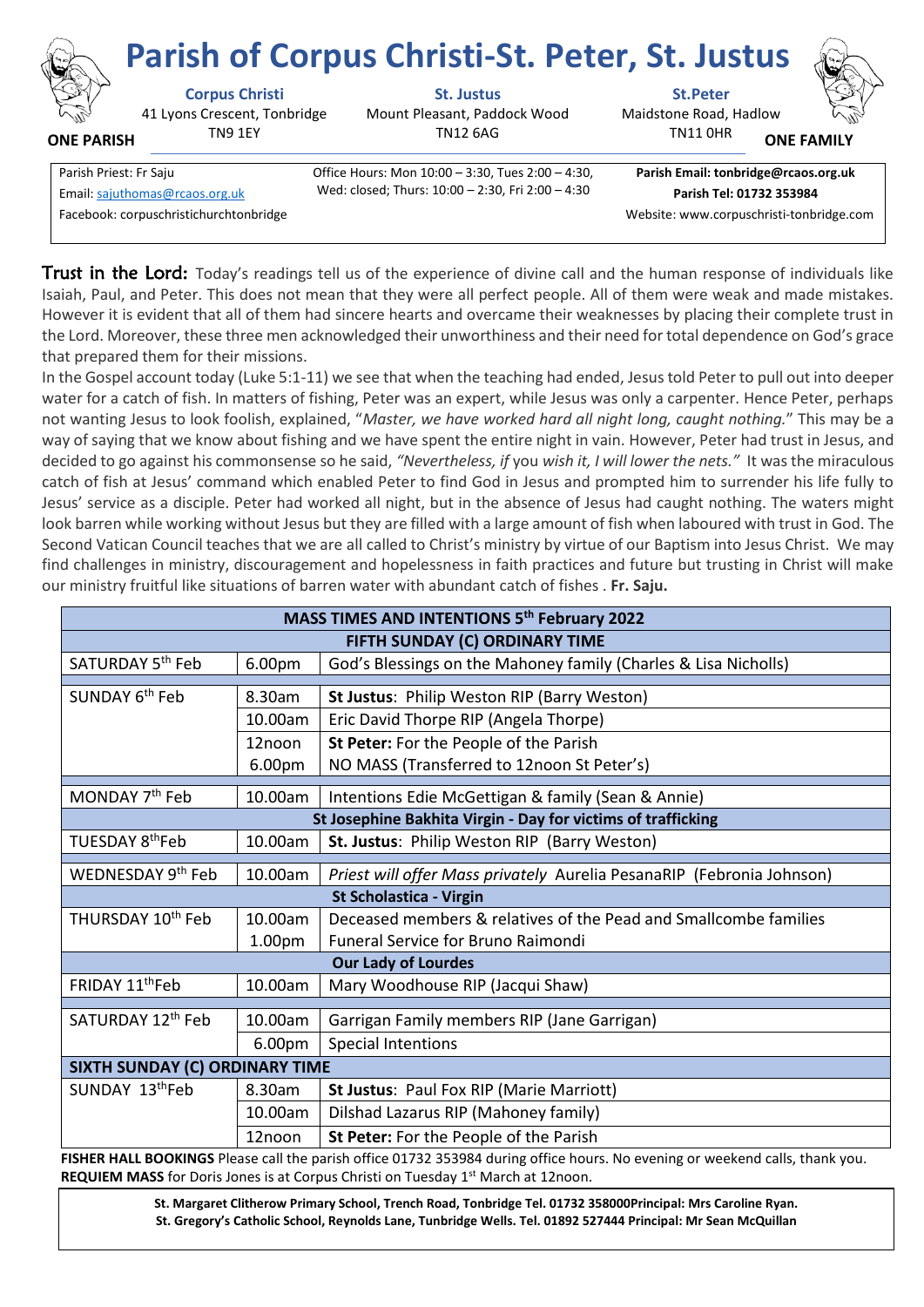# Parish of Corpus Christi-St. Peter, St. Justus

**ONE PARISH** | **ONE FAMILY**

| **Corpus Christi** | **St. Justus** | **St.Peter** |
|---|---|---|
| 41 Lyons Crescent, Tonbridge TN9 1EY | Mount Pleasant, Paddock Wood TN12 6AG | Maidstone Road, Hadlow TN11 0HR |

Parish Priest: Fr Saju
Email: sajuthomas@rcaos.org.uk
Facebook: corpuschristichurchtonbridge

Office Hours: Mon 10:00 – 3:30, Tues 2:00 – 4:30, Wed: closed; Thurs: 10:00 – 2:30, Fri 2:00 – 4:30

**Parish Email: tonbridge@rcaos.org.uk**
**Parish Tel: 01732 353984**
Website: www.corpuschristi-tonbridge.com

**Trust in the Lord:** Today's readings tell us of the experience of divine call and the human response of individuals like Isaiah, Paul, and Peter. This does not mean that they were all perfect people. All of them were weak and made mistakes. However it is evident that all of them had sincere hearts and overcame their weaknesses by placing their complete trust in the Lord. Moreover, these three men acknowledged their unworthiness and their need for total dependence on God's grace that prepared them for their missions.

In the Gospel account today (Luke 5:1-11) we see that when the teaching had ended, Jesus told Peter to pull out into deeper water for a catch of fish. In matters of fishing, Peter was an expert, while Jesus was only a carpenter. Hence Peter, perhaps not wanting Jesus to look foolish, explained, "*Master, we have worked hard all night long, caught nothing.*" This may be a way of saying that we know about fishing and we have spent the entire night in vain. However, Peter had trust in Jesus, and decided to go against his commonsense so he said, *"Nevertheless, if you wish it, I will lower the nets."* It was the miraculous catch of fish at Jesus' command which enabled Peter to find God in Jesus and prompted him to surrender his life fully to Jesus' service as a disciple. Peter had worked all night, but in the absence of Jesus had caught nothing. The waters might look barren while working without Jesus but they are filled with a large amount of fish when laboured with trust in God. The Second Vatican Council teaches that we are all called to Christ's ministry by virtue of our Baptism into Jesus Christ. We may find challenges in ministry, discouragement and hopelessness in faith practices and future but trusting in Christ will make our ministry fruitful like situations of barren water with abundant catch of fishes . **Fr. Saju.**

| **MASS TIMES AND INTENTIONS 5th February 2022** | | |
|---|---|---|
| **FIFTH SUNDAY (C) ORDINARY TIME** | | |
| SATURDAY 5th Feb | 6.00pm | God's Blessings on the Mahoney family (Charles & Lisa Nicholls) |
| SUNDAY 6th Feb | 8.30am | **St Justus**: Philip Weston RIP (Barry Weston) |
| | 10.00am | Eric David Thorpe RIP (Angela Thorpe) |
| | 12noon | **St Peter:** For the People of the Parish |
| | 6.00pm | NO MASS (Transferred to 12noon St Peter's) |
| MONDAY 7th Feb | 10.00am | Intentions Edie McGettigan & family (Sean & Annie) |
| **St Josephine Bakhita Virgin - Day for victims of trafficking** | | |
| TUESDAY 8thFeb | 10.00am | **St. Justus**: Philip Weston RIP (Barry Weston) |
| WEDNESDAY 9th Feb | 10.00am | *Priest will offer Mass privately* Aurelia PesanaRIP (Febronia Johnson) |
| **St Scholastica - Virgin** | | |
| THURSDAY 10th Feb | 10.00am | Deceased members & relatives of the Pead and Smallcombe families |
| | 1.00pm | Funeral Service for Bruno Raimondi |
| **Our Lady of Lourdes** | | |
| FRIDAY 11thFeb | 10.00am | Mary Woodhouse RIP (Jacqui Shaw) |
| SATURDAY 12th Feb | 10.00am | Garrigan Family members RIP (Jane Garrigan) |
| | 6.00pm | Special Intentions |
| **SIXTH SUNDAY (C) ORDINARY TIME** | | |
| SUNDAY 13thFeb | 8.30am | **St Justus**: Paul Fox RIP (Marie Marriott) |
| | 10.00am | Dilshad Lazarus RIP (Mahoney family) |
| | 12noon | **St Peter:** For the People of the Parish |

**FISHER HALL BOOKINGS** Please call the parish office 01732 353984 during office hours. No evening or weekend calls, thank you.
**REQUIEM MASS** for Doris Jones is at Corpus Christi on Tuesday 1st March at 12noon.

**St. Margaret Clitherow Primary School, Trench Road, Tonbridge Tel. 01732 358000Principal: Mrs Caroline Ryan.**
**St. Gregory's Catholic School, Reynolds Lane, Tunbridge Wells. Tel. 01892 527444 Principal: Mr Sean McQuillan**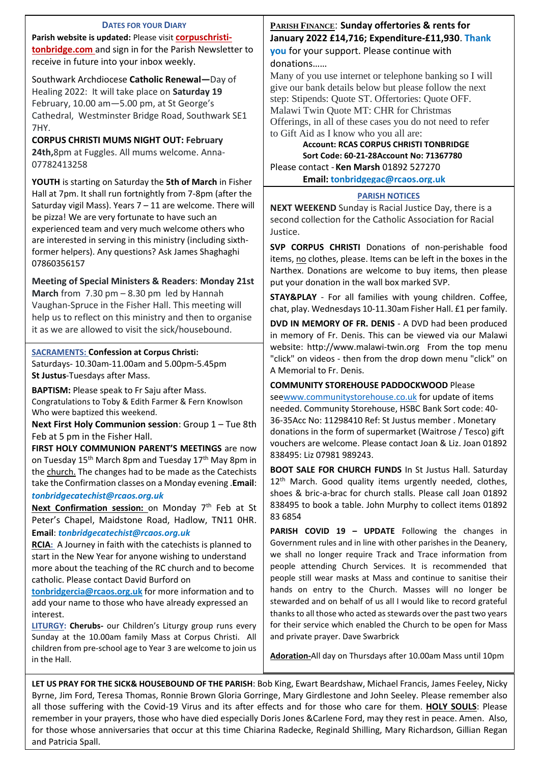## DATES FOR YOUR DIARY

**Parish website is updated:** Please visit **corpuschristi-tonbridge.com** and sign in for the Parish Newsletter to receive in future into your inbox weekly.

Southwark Archdiocese **Catholic Renewal—**Day of Healing 2022: It will take place on **Saturday 19** February, 10.00 am—5.00 pm, at St George's Cathedral, Westminster Bridge Road, Southwark SE1 7HY.

**CORPUS CHRISTI MUMS NIGHT OUT: February 24th,**8pm at Fuggles. All mums welcome. Anna- 07782413258

**YOUTH** is starting on Saturday the **5th of March** in Fisher Hall at 7pm. It shall run fortnightly from 7-8pm (after the Saturday vigil Mass). Years 7 – 11 are welcome. There will be pizza! We are very fortunate to have such an experienced team and very much welcome others who are interested in serving in this ministry (including sixth-former helpers). Any questions? Ask James Shaghaghi 07860356157

**Meeting of Special Ministers & Readers**: **Monday 21st March** from 7.30 pm – 8.30 pm led by Hannah Vaughan-Spruce in the Fisher Hall. This meeting will help us to reflect on this ministry and then to organise it as we are allowed to visit the sick/housebound.

**SACRAMENTS: Confession at Corpus Christi:**
Saturdays- 10.30am-11.00am and 5.00pm-5.45pm
**St Justus**-Tuesdays after Mass.

**BAPTISM:** Please speak to Fr Saju after Mass.
Congratulations to Toby & Edith Farmer & Fern Knowlson Who were baptized this weekend.

**Next First Holy Communion session**: Group 1 – Tue 8th Feb at 5 pm in the Fisher Hall.

**FIRST HOLY COMMUNION PARENT'S MEETINGS** are now on Tuesday 15th March 8pm and Tuesday 17th May 8pm in the church. The changes had to be made as the Catechists take the Confirmation classes on a Monday evening .**Email**: ***tonbridgecatechist@rcaos.org.uk***

**Next Confirmation session:** on Monday 7th Feb at St Peter's Chapel, Maidstone Road, Hadlow, TN11 0HR. **Email**: ***tonbridgecatechist@rcaos.org.uk***

**RCIA:** A Journey in faith with the catechists is planned to start in the New Year for anyone wishing to understand more about the teaching of the RC church and to become catholic. Please contact David Burford on **tonbridgercia@rcaos.org.uk** for more information and to add your name to those who have already expressed an interest.

**LITURGY: Cherubs-** our Children's Liturgy group runs every Sunday at the 10.00am family Mass at Corpus Christi. All children from pre-school age to Year 3 are welcome to join us in the Hall.

**PARISH FINANCE**: **Sunday offertories & rents for January 2022 £14,716; Expenditure-£11,930**. **Thank you** for your support. Please continue with donations……

Many of you use internet or telephone banking so I will give our bank details below but please follow the next step: Stipends: Quote ST. Offertories: Quote OFF. Malawi Twin Quote MT: CHR for Christmas Offerings, in all of these cases you do not need to refer to Gift Aid as I know who you all are:

**Account: RCAS CORPUS CHRISTI TONBRIDGE**
**Sort Code: 60-21-28Account No: 71367780**
Please contact - **Ken Marsh** 01892 527270
**Email: tonbridgegac@rcaos.org.uk**

## PARISH NOTICES

**NEXT WEEKEND** Sunday is Racial Justice Day, there is a second collection for the Catholic Association for Racial Justice.

**SVP CORPUS CHRISTI** Donations of non-perishable food items, no clothes, please. Items can be left in the boxes in the Narthex. Donations are welcome to buy items, then please put your donation in the wall box marked SVP.

**STAY&PLAY** - For all families with young children. Coffee, chat, play. Wednesdays 10-11.30am Fisher Hall. £1 per family.

**DVD IN MEMORY OF FR. DENIS** - A DVD had been produced in memory of Fr. Denis. This can be viewed via our Malawi website: http://www.malawi-twin.org From the top menu "click" on videos - then from the drop down menu "click" on A Memorial to Fr. Denis.

**COMMUNITY STOREHOUSE PADDOCKWOOD** Please seewww.communitystorehouse.co.uk for update of items needed. Community Storehouse, HSBC Bank Sort code: 40-36-35Acc No: 11298410 Ref: St Justus member . Monetary donations in the form of supermarket (Waitrose / Tesco) gift vouchers are welcome. Please contact Joan & Liz. Joan 01892 838495: Liz 07981 989243.

**BOOT SALE FOR CHURCH FUNDS** In St Justus Hall. Saturday 12th March. Good quality items urgently needed, clothes, shoes & bric-a-brac for church stalls. Please call Joan 01892 838495 to book a table. John Murphy to collect items 01892 83 6854

**PARISH COVID 19 – UPDATE** Following the changes in Government rules and in line with other parishes in the Deanery, we shall no longer require Track and Trace information from people attending Church Services. It is recommended that people still wear masks at Mass and continue to sanitise their hands on entry to the Church. Masses will no longer be stewarded and on behalf of us all I would like to record grateful thanks to all those who acted as stewards over the past two years for their service which enabled the Church to be open for Mass and private prayer. Dave Swarbrick

**Adoration-**All day on Thursdays after 10.00am Mass until 10pm

**LET US PRAY FOR THE SICK& HOUSEBOUND OF THE PARISH**: Bob King, Ewart Beardshaw, Michael Francis, James Feeley, Nicky Byrne, Jim Ford, Teresa Thomas, Ronnie Brown Gloria Gorringe, Mary Girdlestone and John Seeley. Please remember also all those suffering with the Covid-19 Virus and its after effects and for those who care for them. **HOLY SOULS**: Please remember in your prayers, those who have died especially Doris Jones &Carlene Ford, may they rest in peace. Amen. Also, for those whose anniversaries that occur at this time Chiarina Radecke, Reginald Shilling, Mary Richardson, Gillian Regan and Patricia Spall.